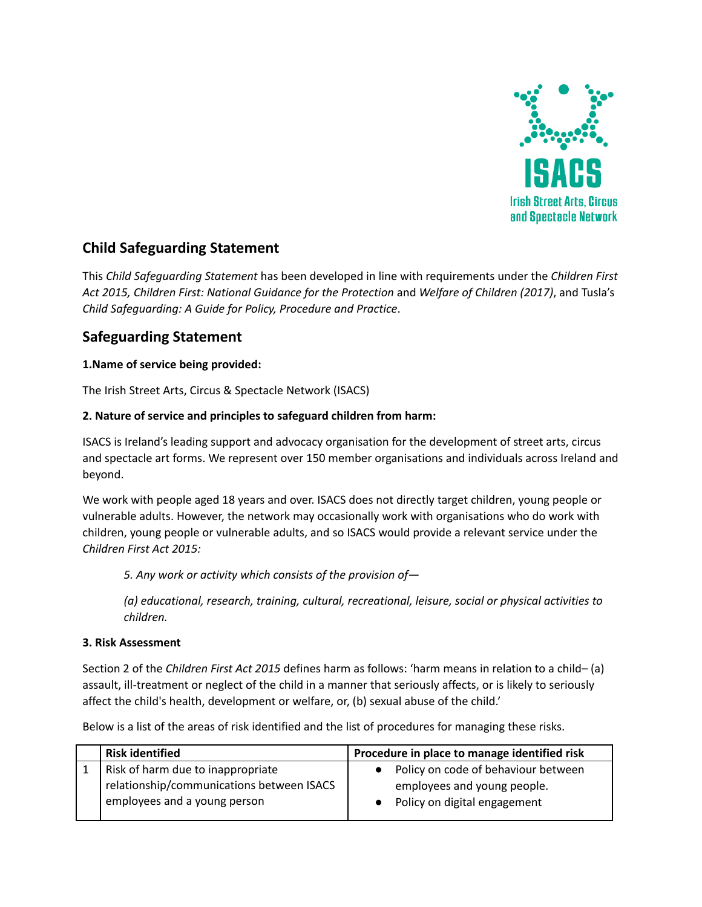ISACS

Irish Street Arts, Circus and Spectacle Network

## Child Safeguarding Statement

This *Child Safeguarding Statement* has been developed in line with requirements under the *Children First Act 2015, Children First: National Guidance for the Protection* and *Welfare of Children (2017)*, and Tusla's *Child Safeguarding: A Guide for Policy, Procedure and Practice*.

## Safeguarding Statement

**1.Name of service being provided:**

The Irish Street Arts, Circus & Spectacle Network (ISACS)

**2. Nature of service and principles to safeguard children from harm:**

ISACS is Ireland's leading support and advocacy organisation for the development of street arts, circus and spectacle art forms. We represent over 150 member organisations and individuals across Ireland and beyond.

We work with people aged 18 years and over. ISACS does not directly target children, young people or vulnerable adults. However, the network may occasionally work with organisations who do work with children, young people or vulnerable adults, and so ISACS would provide a relevant service under the *Children First Act 2015:*

> *5. Any work or activity which consists of the provision of—*
>
> *(a) educational, research, training, cultural, recreational, leisure, social or physical activities to children.*

**3. Risk Assessment**

Section 2 of the *Children First Act 2015* defines harm as follows: 'harm means in relation to a child– (a) assault, ill-treatment or neglect of the child in a manner that seriously affects, or is likely to seriously affect the child's health, development or welfare, or, (b) sexual abuse of the child.'

Below is a list of the areas of risk identified and the list of procedures for managing these risks.

| | Risk identified | Procedure in place to manage identified risk |
|---|---|---|
| 1 | Risk of harm due to inappropriate relationship/communications between ISACS employees and a young person | • Policy on code of behaviour between employees and young people.<br>• Policy on digital engagement |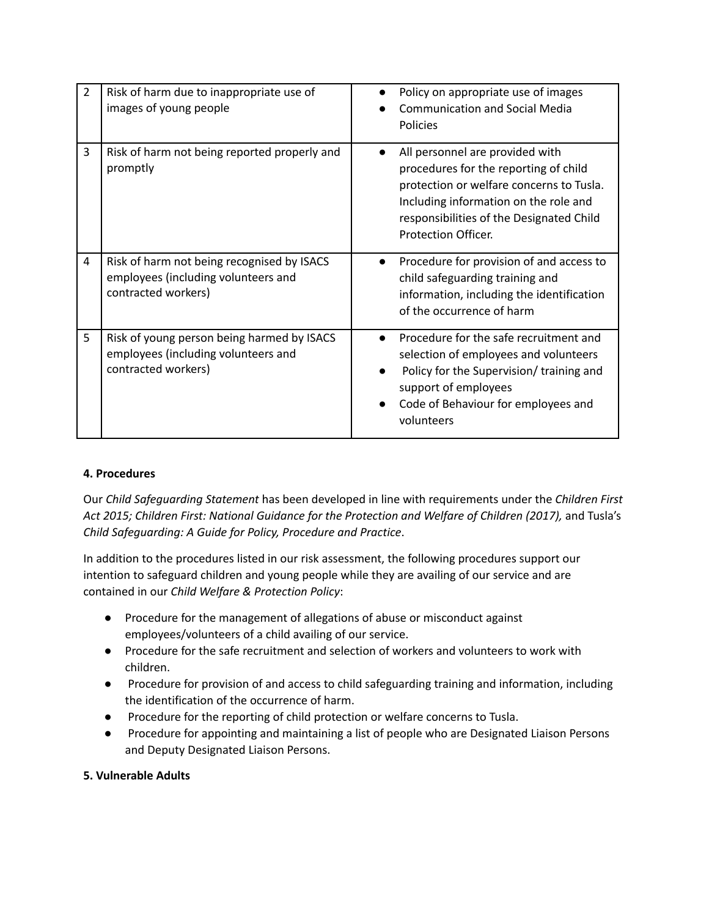| | | |
|---|---|---|
| 2 | Risk of harm due to inappropriate use of images of young people | • Policy on appropriate use of images<br>• Communication and Social Media Policies |
| 3 | Risk of harm not being reported properly and promptly | • All personnel are provided with procedures for the reporting of child protection or welfare concerns to Tusla. Including information on the role and responsibilities of the Designated Child Protection Officer. |
| 4 | Risk of harm not being recognised by ISACS employees (including volunteers and contracted workers) | • Procedure for provision of and access to child safeguarding training and information, including the identification of the occurrence of harm |
| 5 | Risk of young person being harmed by ISACS employees (including volunteers and contracted workers) | • Procedure for the safe recruitment and selection of employees and volunteers<br>• Policy for the Supervision/ training and support of employees<br>• Code of Behaviour for employees and volunteers |

**4. Procedures**

Our *Child Safeguarding Statement* has been developed in line with requirements under the *Children First Act 2015; Children First: National Guidance for the Protection and Welfare of Children (2017),* and Tusla's *Child Safeguarding: A Guide for Policy, Procedure and Practice*.

In addition to the procedures listed in our risk assessment, the following procedures support our intention to safeguard children and young people while they are availing of our service and are contained in our *Child Welfare & Protection Policy*:

- Procedure for the management of allegations of abuse or misconduct against employees/volunteers of a child availing of our service.
- Procedure for the safe recruitment and selection of workers and volunteers to work with children.
- Procedure for provision of and access to child safeguarding training and information, including the identification of the occurrence of harm.
- Procedure for the reporting of child protection or welfare concerns to Tusla.
- Procedure for appointing and maintaining a list of people who are Designated Liaison Persons and Deputy Designated Liaison Persons.

**5. Vulnerable Adults**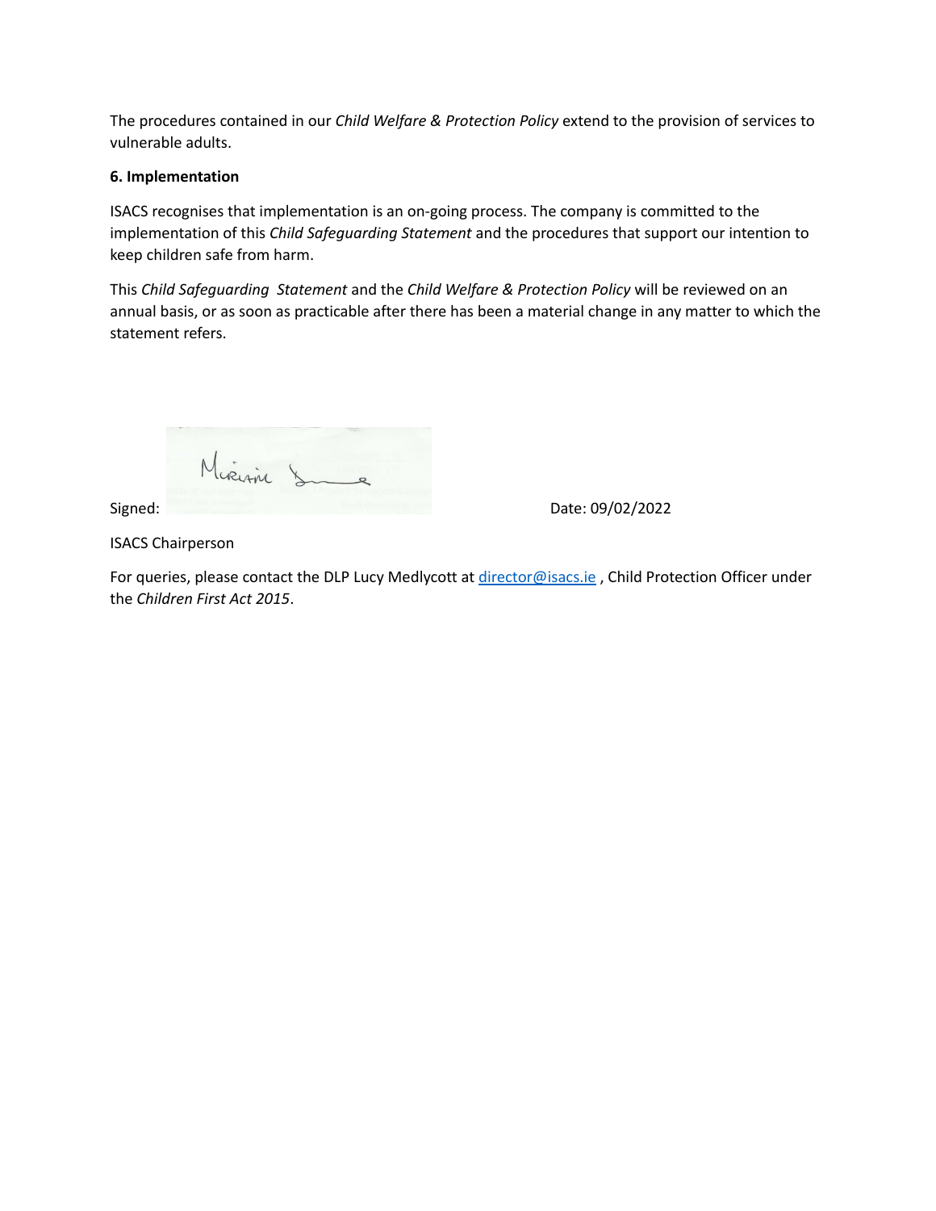The procedures contained in our *Child Welfare & Protection Policy* extend to the provision of services to vulnerable adults.

**6. Implementation**

ISACS recognises that implementation is an on-going process. The company is committed to the implementation of this *Child Safeguarding Statement* and the procedures that support our intention to keep children safe from harm.

This *Child Safeguarding Statement* and the *Child Welfare & Protection Policy* will be reviewed on an annual basis, or as soon as practicable after there has been a material change in any matter to which the statement refers.

Signed: Date: 09/02/2022

ISACS Chairperson

For queries, please contact the DLP Lucy Medlycott at director@isacs.ie , Child Protection Officer under the *Children First Act 2015*.